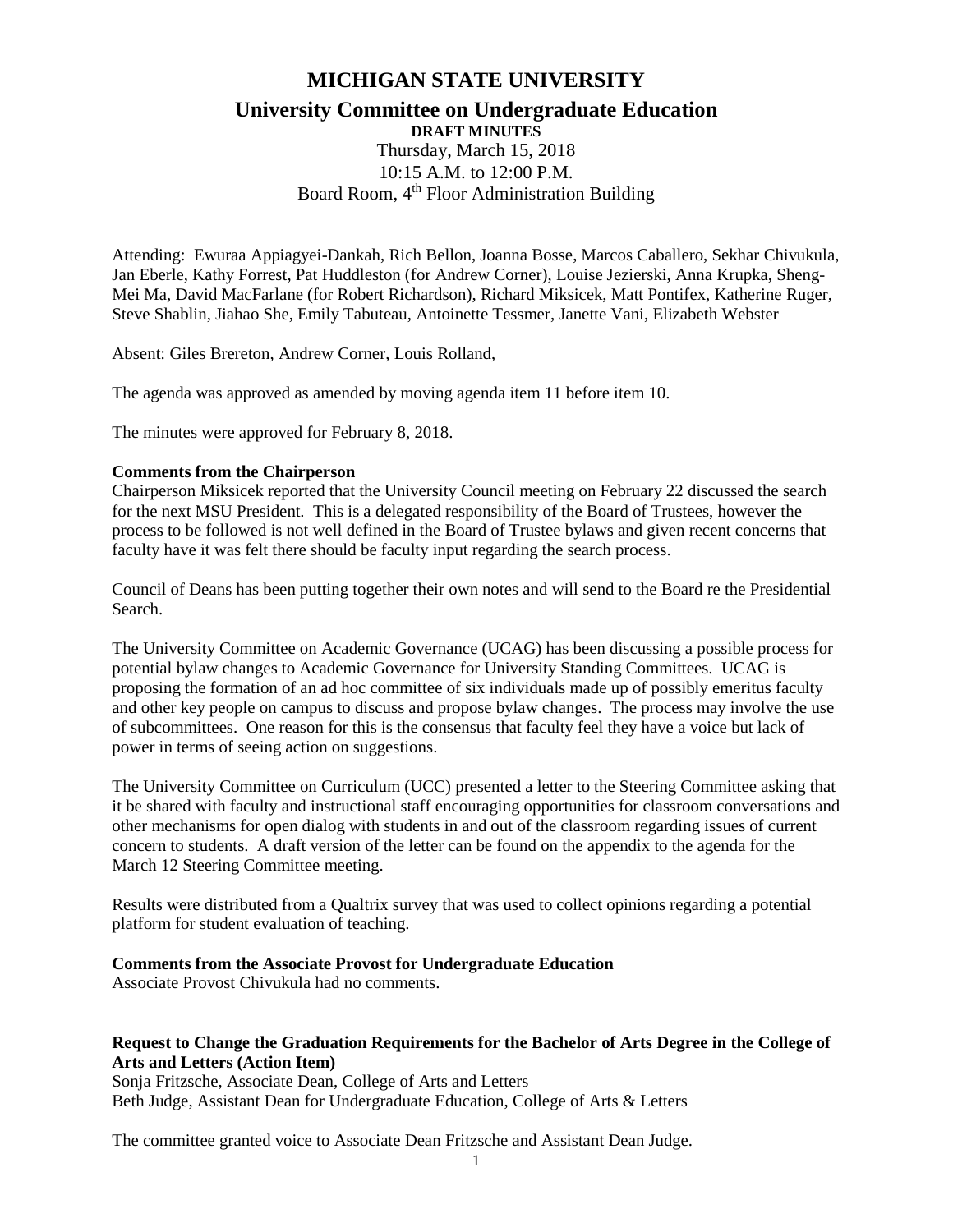# MICHIGAN STATE UNIVERSITY

## University Committee on Undergraduate Education

**DRAFT MINUTES**

Thursday, March 15, 2018
10:15 A.M. to 12:00 P.M.
Board Room, 4th Floor Administration Building

Attending: Ewuraa Appiagyei-Dankah, Rich Bellon, Joanna Bosse, Marcos Caballero, Sekhar Chivukula, Jan Eberle, Kathy Forrest, Pat Huddleston (for Andrew Corner), Louise Jezierski, Anna Krupka, Sheng-Mei Ma, David MacFarlane (for Robert Richardson), Richard Miksicek, Matt Pontifex, Katherine Ruger, Steve Shablin, Jiahao She, Emily Tabuteau, Antoinette Tessmer, Janette Vani, Elizabeth Webster

Absent: Giles Brereton, Andrew Corner, Louis Rolland,

The agenda was approved as amended by moving agenda item 11 before item 10.

The minutes were approved for February 8, 2018.

**Comments from the Chairperson**

Chairperson Miksicek reported that the University Council meeting on February 22 discussed the search for the next MSU President. This is a delegated responsibility of the Board of Trustees, however the process to be followed is not well defined in the Board of Trustee bylaws and given recent concerns that faculty have it was felt there should be faculty input regarding the search process.

Council of Deans has been putting together their own notes and will send to the Board re the Presidential Search.

The University Committee on Academic Governance (UCAG) has been discussing a possible process for potential bylaw changes to Academic Governance for University Standing Committees. UCAG is proposing the formation of an ad hoc committee of six individuals made up of possibly emeritus faculty and other key people on campus to discuss and propose bylaw changes. The process may involve the use of subcommittees. One reason for this is the consensus that faculty feel they have a voice but lack of power in terms of seeing action on suggestions.

The University Committee on Curriculum (UCC) presented a letter to the Steering Committee asking that it be shared with faculty and instructional staff encouraging opportunities for classroom conversations and other mechanisms for open dialog with students in and out of the classroom regarding issues of current concern to students. A draft version of the letter can be found on the appendix to the agenda for the March 12 Steering Committee meeting.

Results were distributed from a Qualtrix survey that was used to collect opinions regarding a potential platform for student evaluation of teaching.

**Comments from the Associate Provost for Undergraduate Education**

Associate Provost Chivukula had no comments.

**Request to Change the Graduation Requirements for the Bachelor of Arts Degree in the College of Arts and Letters (Action Item)**

Sonja Fritzsche, Associate Dean, College of Arts and Letters
Beth Judge, Assistant Dean for Undergraduate Education, College of Arts & Letters

The committee granted voice to Associate Dean Fritzsche and Assistant Dean Judge.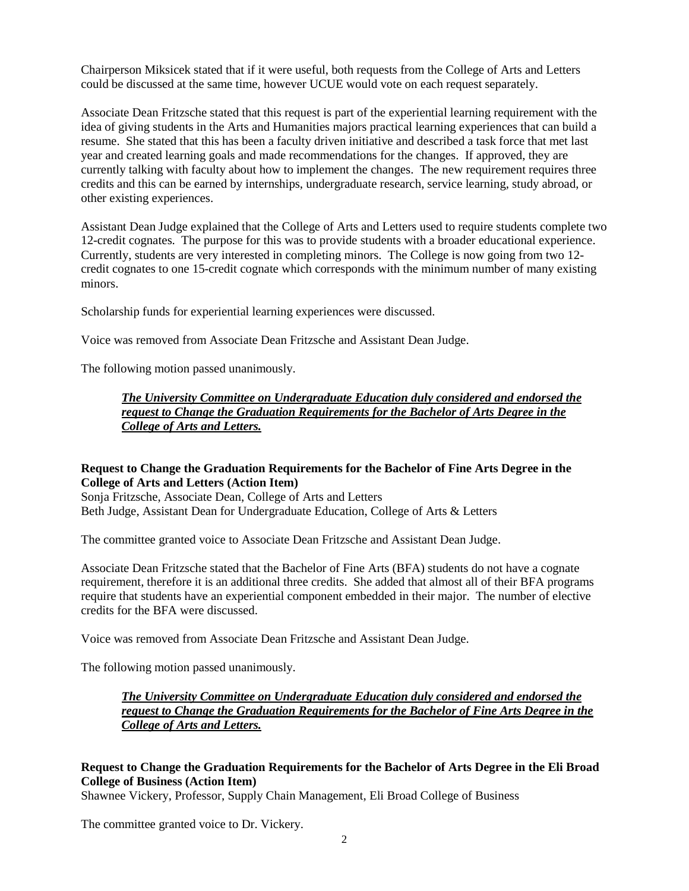Chairperson Miksicek stated that if it were useful, both requests from the College of Arts and Letters could be discussed at the same time, however UCUE would vote on each request separately.

Associate Dean Fritzsche stated that this request is part of the experiential learning requirement with the idea of giving students in the Arts and Humanities majors practical learning experiences that can build a resume. She stated that this has been a faculty driven initiative and described a task force that met last year and created learning goals and made recommendations for the changes. If approved, they are currently talking with faculty about how to implement the changes. The new requirement requires three credits and this can be earned by internships, undergraduate research, service learning, study abroad, or other existing experiences.

Assistant Dean Judge explained that the College of Arts and Letters used to require students complete two 12-credit cognates. The purpose for this was to provide students with a broader educational experience. Currently, students are very interested in completing minors. The College is now going from two 12-credit cognates to one 15-credit cognate which corresponds with the minimum number of many existing minors.

Scholarship funds for experiential learning experiences were discussed.

Voice was removed from Associate Dean Fritzsche and Assistant Dean Judge.

The following motion passed unanimously.

> ***The University Committee on Undergraduate Education duly considered and endorsed the request to Change the Graduation Requirements for the Bachelor of Arts Degree in the College of Arts and Letters.***

**Request to Change the Graduation Requirements for the Bachelor of Fine Arts Degree in the College of Arts and Letters (Action Item)**
Sonja Fritzsche, Associate Dean, College of Arts and Letters
Beth Judge, Assistant Dean for Undergraduate Education, College of Arts & Letters

The committee granted voice to Associate Dean Fritzsche and Assistant Dean Judge.

Associate Dean Fritzsche stated that the Bachelor of Fine Arts (BFA) students do not have a cognate requirement, therefore it is an additional three credits. She added that almost all of their BFA programs require that students have an experiential component embedded in their major. The number of elective credits for the BFA were discussed.

Voice was removed from Associate Dean Fritzsche and Assistant Dean Judge.

The following motion passed unanimously.

> ***The University Committee on Undergraduate Education duly considered and endorsed the request to Change the Graduation Requirements for the Bachelor of Fine Arts Degree in the College of Arts and Letters.***

**Request to Change the Graduation Requirements for the Bachelor of Arts Degree in the Eli Broad College of Business (Action Item)**
Shawnee Vickery, Professor, Supply Chain Management, Eli Broad College of Business

The committee granted voice to Dr. Vickery.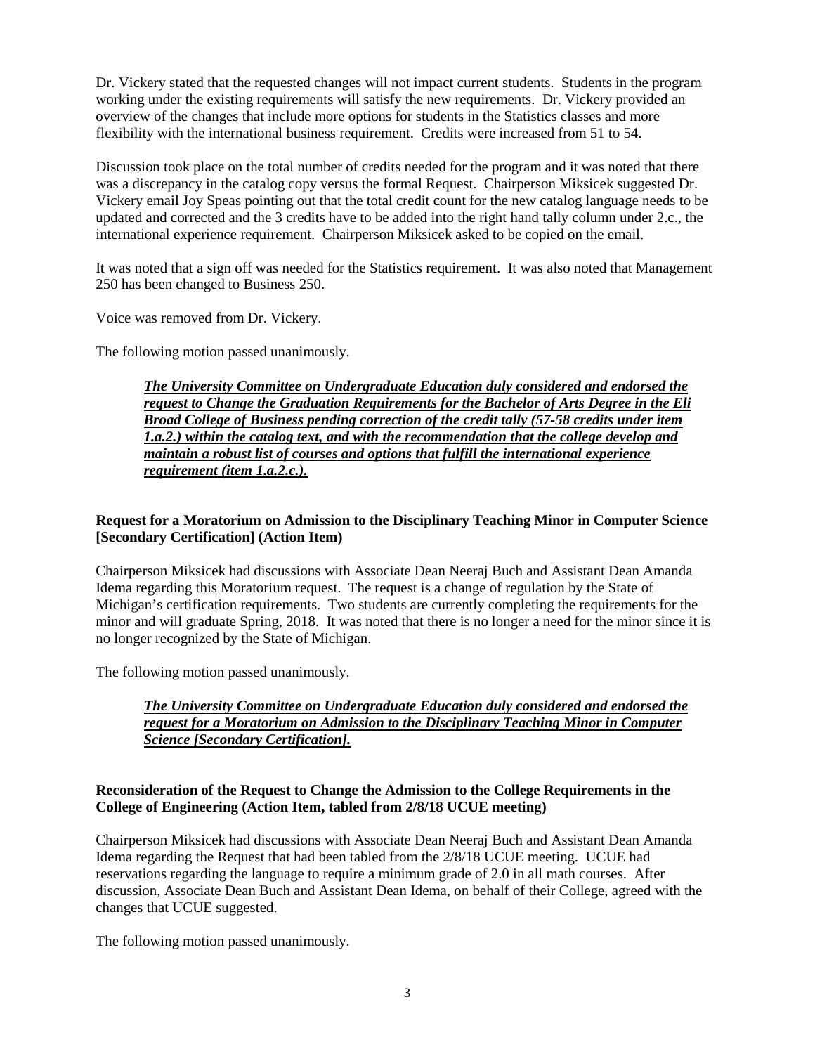Dr. Vickery stated that the requested changes will not impact current students. Students in the program working under the existing requirements will satisfy the new requirements. Dr. Vickery provided an overview of the changes that include more options for students in the Statistics classes and more flexibility with the international business requirement. Credits were increased from 51 to 54.

Discussion took place on the total number of credits needed for the program and it was noted that there was a discrepancy in the catalog copy versus the formal Request. Chairperson Miksicek suggested Dr. Vickery email Joy Speas pointing out that the total credit count for the new catalog language needs to be updated and corrected and the 3 credits have to be added into the right hand tally column under 2.c., the international experience requirement. Chairperson Miksicek asked to be copied on the email.

It was noted that a sign off was needed for the Statistics requirement. It was also noted that Management 250 has been changed to Business 250.

Voice was removed from Dr. Vickery.

The following motion passed unanimously.

> ***The University Committee on Undergraduate Education duly considered and endorsed the request to Change the Graduation Requirements for the Bachelor of Arts Degree in the Eli Broad College of Business pending correction of the credit tally (57-58 credits under item 1.a.2.) within the catalog text, and with the recommendation that the college develop and maintain a robust list of courses and options that fulfill the international experience requirement (item 1.a.2.c.).***

**Request for a Moratorium on Admission to the Disciplinary Teaching Minor in Computer Science [Secondary Certification] (Action Item)**

Chairperson Miksicek had discussions with Associate Dean Neeraj Buch and Assistant Dean Amanda Idema regarding this Moratorium request. The request is a change of regulation by the State of Michigan's certification requirements. Two students are currently completing the requirements for the minor and will graduate Spring, 2018. It was noted that there is no longer a need for the minor since it is no longer recognized by the State of Michigan.

The following motion passed unanimously.

> ***The University Committee on Undergraduate Education duly considered and endorsed the request for a Moratorium on Admission to the Disciplinary Teaching Minor in Computer Science [Secondary Certification].***

**Reconsideration of the Request to Change the Admission to the College Requirements in the College of Engineering (Action Item, tabled from 2/8/18 UCUE meeting)**

Chairperson Miksicek had discussions with Associate Dean Neeraj Buch and Assistant Dean Amanda Idema regarding the Request that had been tabled from the 2/8/18 UCUE meeting. UCUE had reservations regarding the language to require a minimum grade of 2.0 in all math courses. After discussion, Associate Dean Buch and Assistant Dean Idema, on behalf of their College, agreed with the changes that UCUE suggested.

The following motion passed unanimously.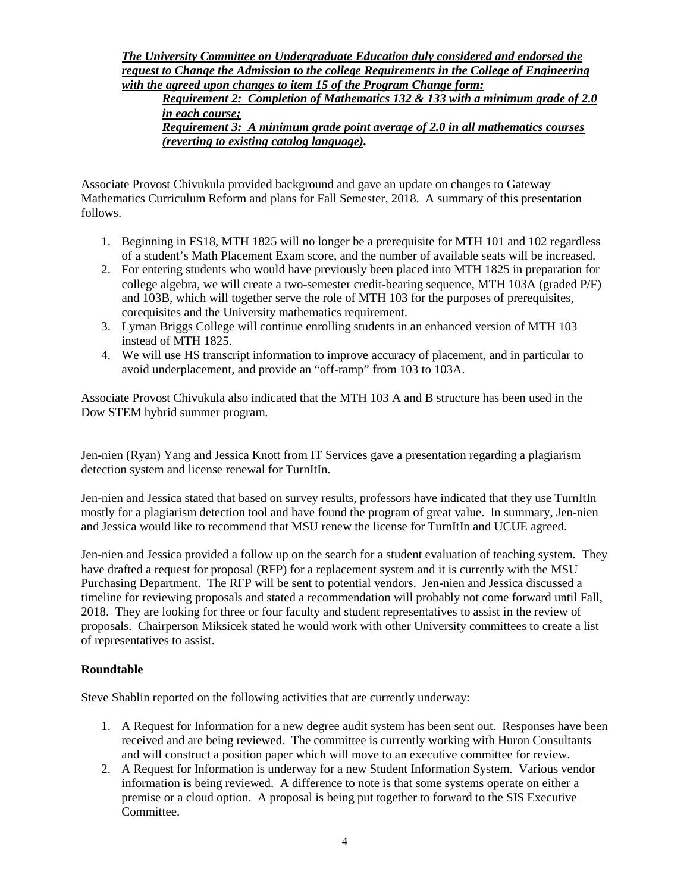***The University Committee on Undergraduate Education duly considered and endorsed the request to Change the Admission to the college Requirements in the College of Engineering with the agreed upon changes to item 15 of the Program Change form:***

> ***Requirement 2: Completion of Mathematics 132 & 133 with a minimum grade of 2.0 in each course;***
>
> ***Requirement 3: A minimum grade point average of 2.0 in all mathematics courses (reverting to existing catalog language).***

Associate Provost Chivukula provided background and gave an update on changes to Gateway Mathematics Curriculum Reform and plans for Fall Semester, 2018. A summary of this presentation follows.

1. Beginning in FS18, MTH 1825 will no longer be a prerequisite for MTH 101 and 102 regardless of a student's Math Placement Exam score, and the number of available seats will be increased.
2. For entering students who would have previously been placed into MTH 1825 in preparation for college algebra, we will create a two-semester credit-bearing sequence, MTH 103A (graded P/F) and 103B, which will together serve the role of MTH 103 for the purposes of prerequisites, corequisites and the University mathematics requirement.
3. Lyman Briggs College will continue enrolling students in an enhanced version of MTH 103 instead of MTH 1825.
4. We will use HS transcript information to improve accuracy of placement, and in particular to avoid underplacement, and provide an "off-ramp" from 103 to 103A.

Associate Provost Chivukula also indicated that the MTH 103 A and B structure has been used in the Dow STEM hybrid summer program.

Jen-nien (Ryan) Yang and Jessica Knott from IT Services gave a presentation regarding a plagiarism detection system and license renewal for TurnItIn.

Jen-nien and Jessica stated that based on survey results, professors have indicated that they use TurnItIn mostly for a plagiarism detection tool and have found the program of great value. In summary, Jen-nien and Jessica would like to recommend that MSU renew the license for TurnItIn and UCUE agreed.

Jen-nien and Jessica provided a follow up on the search for a student evaluation of teaching system. They have drafted a request for proposal (RFP) for a replacement system and it is currently with the MSU Purchasing Department. The RFP will be sent to potential vendors. Jen-nien and Jessica discussed a timeline for reviewing proposals and stated a recommendation will probably not come forward until Fall, 2018. They are looking for three or four faculty and student representatives to assist in the review of proposals. Chairperson Miksicek stated he would work with other University committees to create a list of representatives to assist.

**Roundtable**

Steve Shablin reported on the following activities that are currently underway:

1. A Request for Information for a new degree audit system has been sent out. Responses have been received and are being reviewed. The committee is currently working with Huron Consultants and will construct a position paper which will move to an executive committee for review.
2. A Request for Information is underway for a new Student Information System. Various vendor information is being reviewed. A difference to note is that some systems operate on either a premise or a cloud option. A proposal is being put together to forward to the SIS Executive Committee.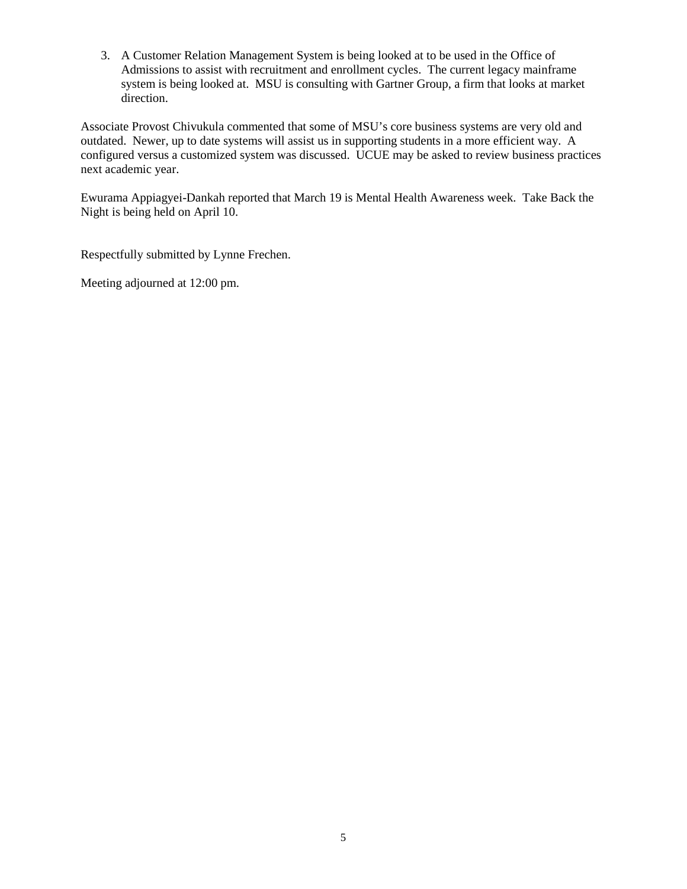3. A Customer Relation Management System is being looked at to be used in the Office of Admissions to assist with recruitment and enrollment cycles. The current legacy mainframe system is being looked at. MSU is consulting with Gartner Group, a firm that looks at market direction.

Associate Provost Chivukula commented that some of MSU's core business systems are very old and outdated. Newer, up to date systems will assist us in supporting students in a more efficient way. A configured versus a customized system was discussed. UCUE may be asked to review business practices next academic year.

Ewurama Appiagyei-Dankah reported that March 19 is Mental Health Awareness week. Take Back the Night is being held on April 10.

Respectfully submitted by Lynne Frechen.

Meeting adjourned at 12:00 pm.